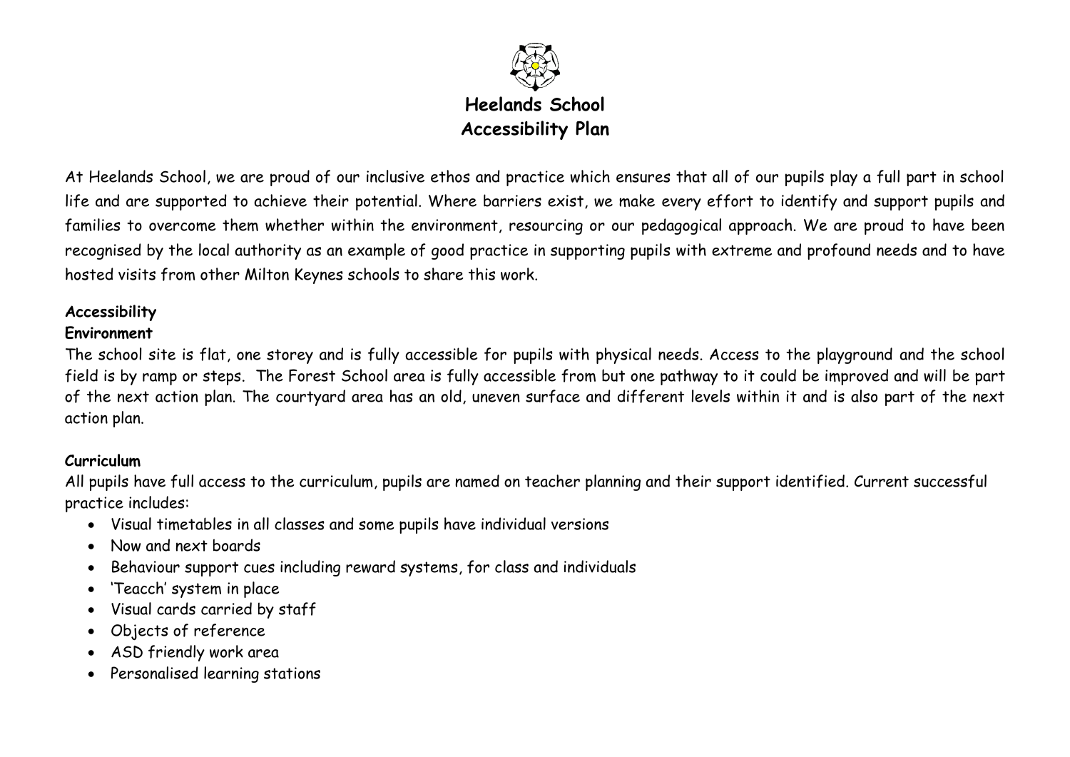# Heelands School
## Accessibility Plan

At Heelands School, we are proud of our inclusive ethos and practice which ensures that all of our pupils play a full part in school life and are supported to achieve their potential. Where barriers exist, we make every effort to identify and support pupils and families to overcome them whether within the environment, resourcing or our pedagogical approach. We are proud to have been recognised by the local authority as an example of good practice in supporting pupils with extreme and profound needs and to have hosted visits from other Milton Keynes schools to share this work.

### Accessibility

#### Environment

The school site is flat, one storey and is fully accessible for pupils with physical needs. Access to the playground and the school field is by ramp or steps. The Forest School area is fully accessible from but one pathway to it could be improved and will be part of the next action plan. The courtyard area has an old, uneven surface and different levels within it and is also part of the next action plan.

#### Curriculum

All pupils have full access to the curriculum, pupils are named on teacher planning and their support identified. Current successful practice includes:

- Visual timetables in all classes and some pupils have individual versions
- Now and next boards
- Behaviour support cues including reward systems, for class and individuals
- 'Teacch' system in place
- Visual cards carried by staff
- Objects of reference
- ASD friendly work area
- Personalised learning stations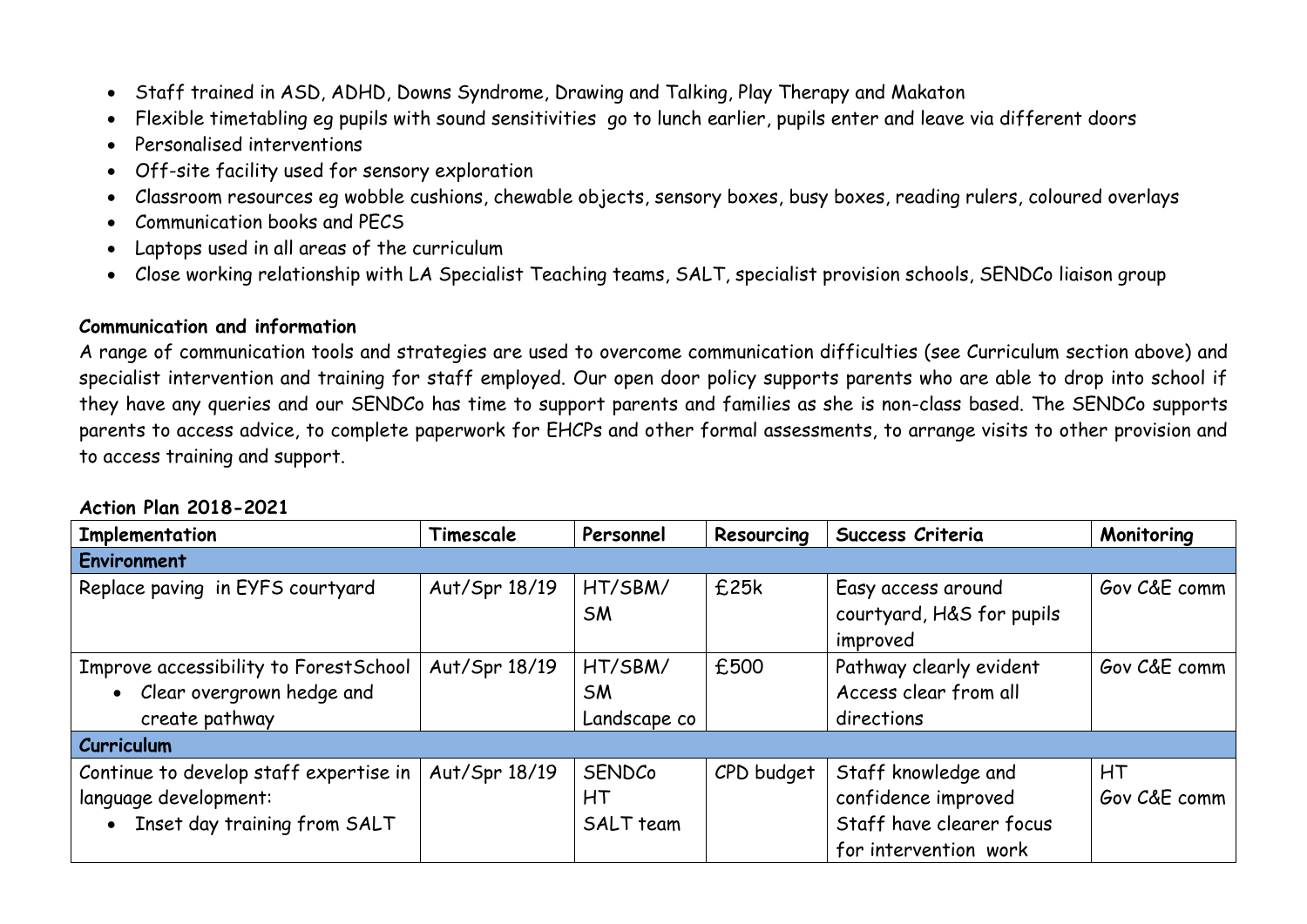- Staff trained in ASD, ADHD, Downs Syndrome, Drawing and Talking, Play Therapy and Makaton
- Flexible timetabling eg pupils with sound sensitivities go to lunch earlier, pupils enter and leave via different doors
- Personalised interventions
- Off-site facility used for sensory exploration
- Classroom resources eg wobble cushions, chewable objects, sensory boxes, busy boxes, reading rulers, coloured overlays
- Communication books and PECS
- Laptops used in all areas of the curriculum
- Close working relationship with LA Specialist Teaching teams, SALT, specialist provision schools, SENDCo liaison group

**Communication and information**

A range of communication tools and strategies are used to overcome communication difficulties (see Curriculum section above) and specialist intervention and training for staff employed. Our open door policy supports parents who are able to drop into school if they have any queries and our SENDCo has time to support parents and families as she is non-class based. The SENDCo supports parents to access advice, to complete paperwork for EHCPs and other formal assessments, to arrange visits to other provision and to access training and support.

**Action Plan 2018-2021**

| Implementation | Timescale | Personnel | Resourcing | Success Criteria | Monitoring |
|---|---|---|---|---|---|
| **Environment** | | | | | |
| Replace paving in EYFS courtyard | Aut/Spr 18/19 | HT/SBM/ SM | £25k | Easy access around courtyard, H&S for pupils improved | Gov C&E comm |
| Improve accessibility to ForestSchool<br>• Clear overgrown hedge and create pathway | Aut/Spr 18/19 | HT/SBM/ SM<br>Landscape co | £500 | Pathway clearly evident<br>Access clear from all directions | Gov C&E comm |
| **Curriculum** | | | | | |
| Continue to develop staff expertise in language development:<br>• Inset day training from SALT | Aut/Spr 18/19 | SENDCo<br>HT<br>SALT team | CPD budget | Staff knowledge and confidence improved<br>Staff have clearer focus for intervention work | HT<br>Gov C&E comm |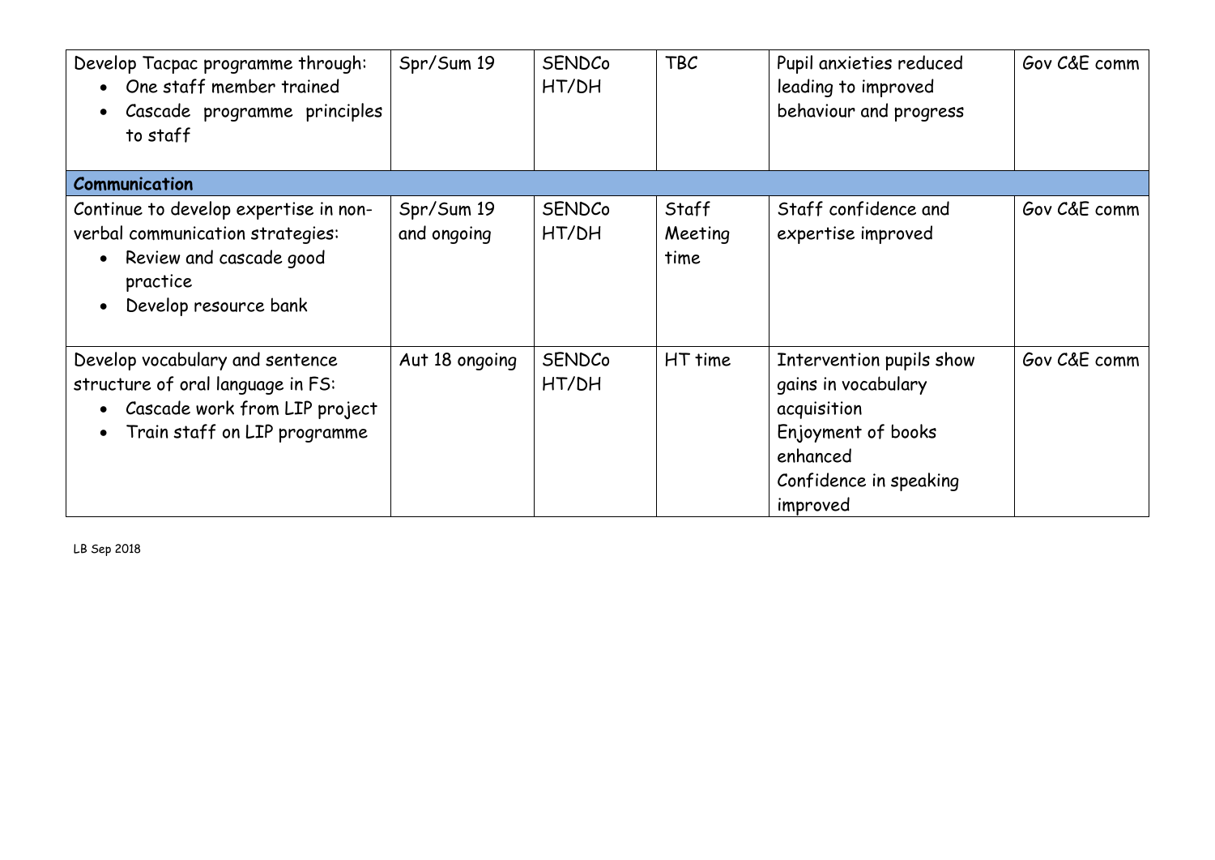| | | | | | |
|---|---|---|---|---|---|
| Develop Tacpac programme through:<br>• One staff member trained<br>• Cascade programme principles to staff | Spr/Sum 19 | SENDCo<br>HT/DH | TBC | Pupil anxieties reduced leading to improved behaviour and progress | Gov C&E comm |
| **Communication** | | | | | |
| Continue to develop expertise in non-verbal communication strategies:<br>• Review and cascade good practice<br>• Develop resource bank | Spr/Sum 19 and ongoing | SENDCo<br>HT/DH | Staff Meeting time | Staff confidence and expertise improved | Gov C&E comm |
| Develop vocabulary and sentence structure of oral language in FS:<br>• Cascade work from LIP project<br>• Train staff on LIP programme | Aut 18 ongoing | SENDCo<br>HT/DH | HT time | Intervention pupils show gains in vocabulary acquisition<br>Enjoyment of books enhanced<br>Confidence in speaking improved | Gov C&E comm |

LB Sep 2018